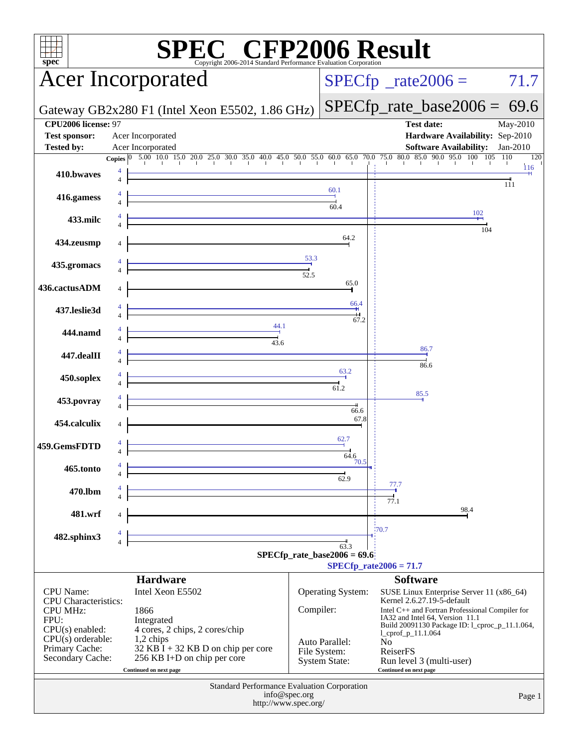# SPEC CFP2006 Result

Copyright 2006-2014 Standard Performance Evaluation Corporation

## Acer Incorporated

Gateway GB2x280 F1 (Intel Xeon E5502, 1.86 GHz)

SPECfp_rate2006 = 71.7

SPECfp_rate_base2006 = 69.6

| | | | |
|---|---|---|---|
| **CPU2006 license:** | 97 | **Test date:** | May-2010 |
| **Test sponsor:** | Acer Incorporated | **Hardware Availability:** | Sep-2010 |
| **Tested by:** | Acer Incorporated | **Software Availability:** | Jan-2010 |

| Benchmark | Copies (peak) | Peak | Copies (base) | Base |
|---|---|---|---|---|
| 410.bwaves | 4 | 116 | 4 | 111 |
| 416.gamess | 4 | 60.1 | 4 | 60.4 |
| 433.milc | 4 | 102 | 4 | 104 |
| 434.zeusmp | | | 4 | 64.2 |
| 435.gromacs | 4 | 53.3 | 4 | 52.5 |
| 436.cactusADM | | | 4 | 65.0 |
| 437.leslie3d | 4 | 66.4 | 4 | 67.2 |
| 444.namd | 4 | 44.1 | 4 | 43.6 |
| 447.dealII | 4 | 86.7 | 4 | 86.6 |
| 450.soplex | 4 | 63.2 | 4 | 61.2 |
| 453.povray | 4 | 85.5 | 4 | 66.6 |
| 454.calculix | | | 4 | 67.8 |
| 459.GemsFDTD | 4 | 62.7 | 4 | 64.6 |
| 465.tonto | 4 | 70.5 | 4 | 62.9 |
| 470.lbm | 4 | 77.7 | 4 | 77.1 |
| 481.wrf | | | 4 | 98.4 |
| 482.sphinx3 | 4 | 70.7 | 4 | 63.3 |

SPECfp_rate_base2006 = 69.6

SPECfp_rate2006 = 71.7

### Hardware

| | |
|---|---|
| CPU Name: | Intel Xeon E5502 |
| CPU Characteristics: | |
| CPU MHz: | 1866 |
| FPU: | Integrated |
| CPU(s) enabled: | 4 cores, 2 chips, 2 cores/chip |
| CPU(s) orderable: | 1,2 chips |
| Primary Cache: | 32 KB I + 32 KB D on chip per core |
| Secondary Cache: | 256 KB I+D on chip per core |

Continued on next page

### Software

| | |
|---|---|
| Operating System: | SUSE Linux Enterprise Server 11 (x86_64) Kernel 2.6.27.19-5-default |
| Compiler: | Intel C++ and Fortran Professional Compiler for IA32 and Intel 64, Version 11.1 Build 20091130 Package ID: l_cproc_p_11.1.064, l_cprof_p_11.1.064 |
| Auto Parallel: | No |
| File System: | ReiserFS |
| System State: | Run level 3 (multi-user) |

Continued on next page

Standard Performance Evaluation Corporation
info@spec.org
http://www.spec.org/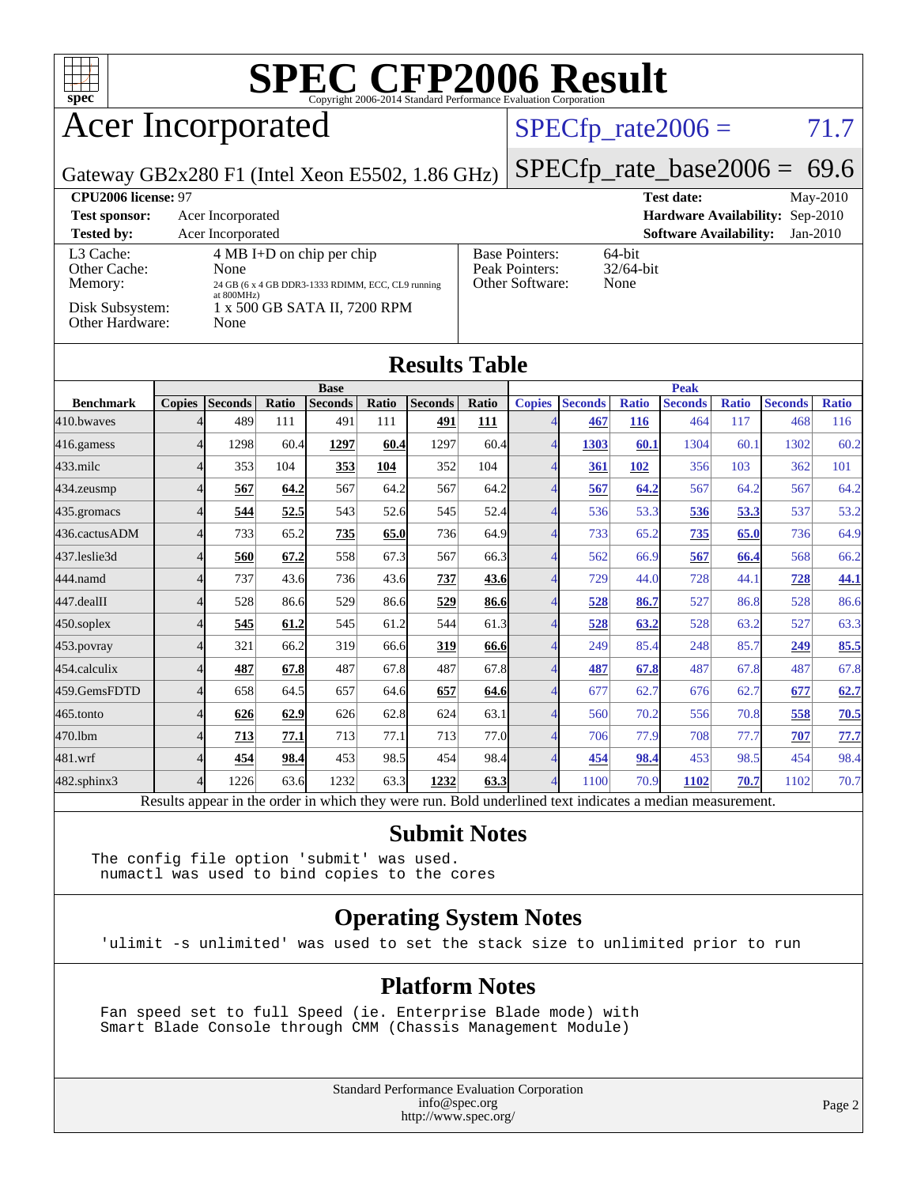# SPEC CFP2006 Result

Copyright 2006-2014 Standard Performance Evaluation Corporation

## Acer Incorporated

SPECfp_rate2006 = 71.7

Gateway GB2x280 F1 (Intel Xeon E5502, 1.86 GHz)

SPECfp_rate_base2006 = 69.6

| | | | |
|---|---|---|---|
| **CPU2006 license:** 97 | | **Test date:** | May-2010 |
| **Test sponsor:** | Acer Incorporated | **Hardware Availability:** | Sep-2010 |
| **Tested by:** | Acer Incorporated | **Software Availability:** | Jan-2010 |

| | | | |
|---|---|---|---|
| L3 Cache: | 4 MB I+D on chip per chip | Base Pointers: | 64-bit |
| Other Cache: | None | Peak Pointers: | 32/64-bit |
| Memory: | 24 GB (6 x 4 GB DDR3-1333 RDIMM, ECC, CL9 running at 800MHz) | Other Software: | None |
| Disk Subsystem: | 1 x 500 GB SATA II, 7200 RPM | | |
| Other Hardware: | None | | |

## Results Table

| | Base | | | | | | | Peak | | | | | | |
|---|---|---|---|---|---|---|---|---|---|---|---|---|---|---|
| **Benchmark** | **Copies** | **Seconds** | **Ratio** | **Seconds** | **Ratio** | **Seconds** | **Ratio** | **Copies** | **Seconds** | **Ratio** | **Seconds** | **Ratio** | **Seconds** | **Ratio** |
| 410.bwaves | 4 | 489 | 111 | 491 | 111 | **491** | **111** | 4 | **467** | **116** | 464 | 117 | 468 | 116 |
| 416.gamess | 4 | 1298 | 60.4 | **1297** | **60.4** | 1297 | 60.4 | 4 | **1303** | **60.1** | 1304 | 60.1 | 1302 | 60.2 |
| 433.milc | 4 | 353 | 104 | **353** | **104** | 352 | 104 | 4 | **361** | **102** | 356 | 103 | 362 | 101 |
| 434.zeusmp | 4 | **567** | **64.2** | 567 | 64.2 | 567 | 64.2 | 4 | **567** | **64.2** | 567 | 64.2 | 567 | 64.2 |
| 435.gromacs | 4 | **544** | **52.5** | 543 | 52.6 | 545 | 52.4 | 4 | 536 | 53.3 | **536** | **53.3** | 537 | 53.2 |
| 436.cactusADM | 4 | 733 | 65.2 | **735** | **65.0** | 736 | 64.9 | 4 | 733 | 65.2 | **735** | **65.0** | 736 | 64.9 |
| 437.leslie3d | 4 | **560** | **67.2** | 558 | 67.3 | 567 | 66.3 | 4 | 562 | 66.9 | **567** | **66.4** | 568 | 66.2 |
| 444.namd | 4 | 737 | 43.6 | 736 | 43.6 | **737** | **43.6** | 4 | 729 | 44.0 | 728 | 44.1 | **728** | **44.1** |
| 447.dealII | 4 | 528 | 86.6 | 529 | 86.6 | **529** | **86.6** | 4 | **528** | **86.7** | 527 | 86.8 | 528 | 86.6 |
| 450.soplex | 4 | **545** | **61.2** | 545 | 61.2 | 544 | 61.3 | 4 | **528** | **63.2** | 528 | 63.2 | 527 | 63.3 |
| 453.povray | 4 | 321 | 66.2 | 319 | 66.6 | **319** | **66.6** | 4 | 249 | 85.4 | 248 | 85.7 | **249** | **85.5** |
| 454.calculix | 4 | **487** | **67.8** | 487 | 67.8 | 487 | 67.8 | 4 | **487** | **67.8** | 487 | 67.8 | 487 | 67.8 |
| 459.GemsFDTD | 4 | 658 | 64.5 | 657 | 64.6 | **657** | **64.6** | 4 | 677 | 62.7 | 676 | 62.7 | **677** | **62.7** |
| 465.tonto | 4 | **626** | **62.9** | 626 | 62.8 | 624 | 63.1 | 4 | 560 | 70.2 | 556 | 70.8 | **558** | **70.5** |
| 470.lbm | 4 | **713** | **77.1** | 713 | 77.1 | 713 | 77.0 | 4 | 706 | 77.9 | 708 | 77.7 | **707** | **77.7** |
| 481.wrf | 4 | **454** | **98.4** | 453 | 98.5 | 454 | 98.4 | 4 | **454** | **98.4** | 453 | 98.5 | 454 | 98.4 |
| 482.sphinx3 | 4 | 1226 | 63.6 | 1232 | 63.3 | **1232** | **63.3** | 4 | 1100 | 70.9 | **1102** | **70.7** | 1102 | 70.7 |

Results appear in the order in which they were run. Bold underlined text indicates a median measurement.

## Submit Notes

```
The config file option 'submit' was used.
 numactl was used to bind copies to the cores
```

## Operating System Notes

```
'ulimit -s unlimited' was used to set the stack size to unlimited prior to run
```

## Platform Notes

```
Fan speed set to full Speed (ie. Enterprise Blade mode) with
Smart Blade Console through CMM (Chassis Management Module)
```

Standard Performance Evaluation Corporation
info@spec.org
http://www.spec.org/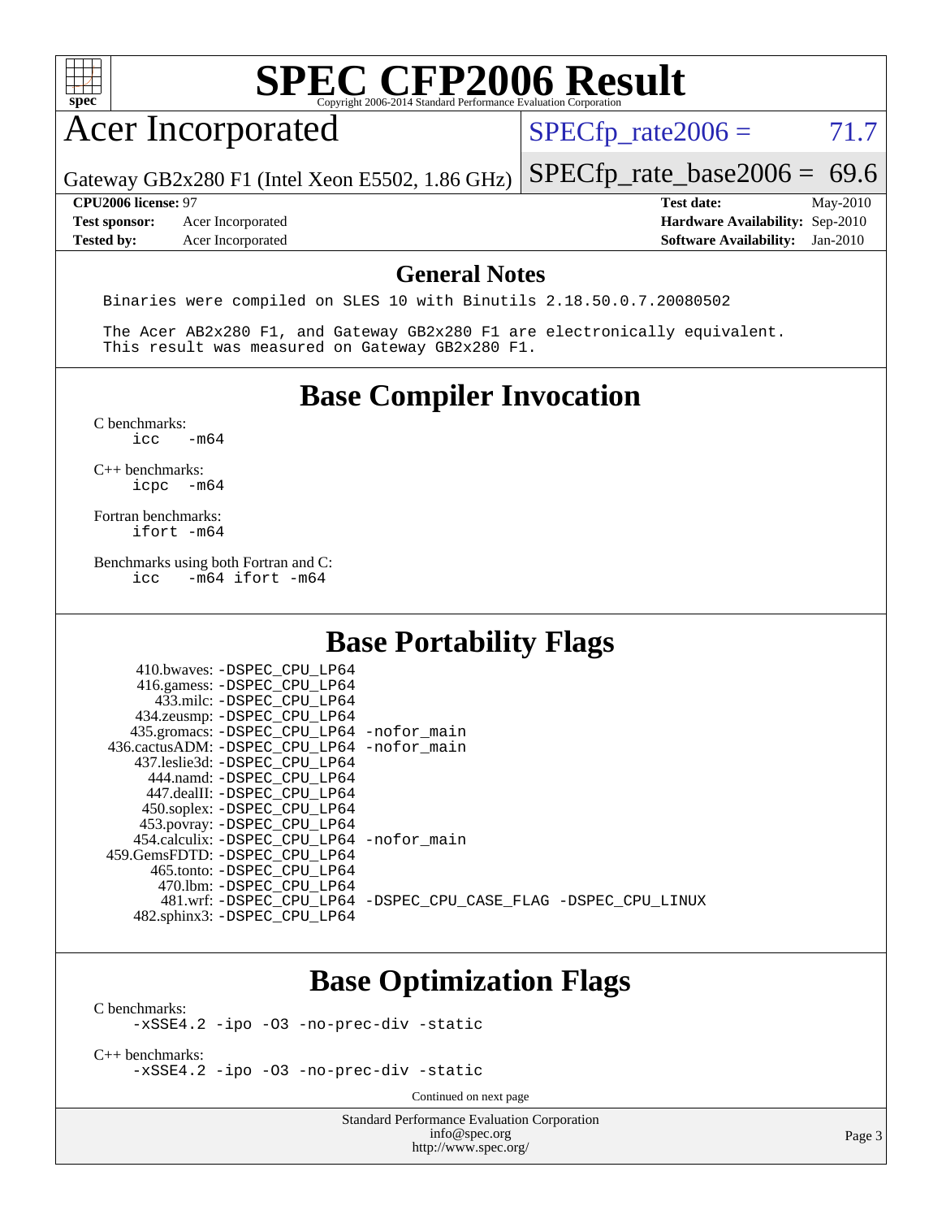# SPEC CFP2006 Result

Copyright 2006-2014 Standard Performance Evaluation Corporation

## Acer Incorporated

Gateway GB2x280 F1 (Intel Xeon E5502, 1.86 GHz)

SPECfp_rate2006 = 71.7

SPECfp_rate_base2006 = 69.6

**CPU2006 license:** 97
**Test sponsor:** Acer Incorporated
**Tested by:** Acer Incorporated

**Test date:** May-2010
**Hardware Availability:** Sep-2010
**Software Availability:** Jan-2010

## General Notes

```
Binaries were compiled on SLES 10 with Binutils 2.18.50.0.7.20080502

The Acer AB2x280 F1, and Gateway GB2x280 F1 are electronically equivalent.
This result was measured on Gateway GB2x280 F1.
```

## Base Compiler Invocation

C benchmarks:
```
icc   -m64
```

C++ benchmarks:
```
icpc  -m64
```

Fortran benchmarks:
```
ifort -m64
```

Benchmarks using both Fortran and C:
```
icc   -m64 ifort -m64
```

## Base Portability Flags

```
    410.bwaves: -DSPEC_CPU_LP64
    416.gamess: -DSPEC_CPU_LP64
      433.milc: -DSPEC_CPU_LP64
    434.zeusmp: -DSPEC_CPU_LP64
   435.gromacs: -DSPEC_CPU_LP64 -nofor_main
436.cactusADM: -DSPEC_CPU_LP64 -nofor_main
   437.leslie3d: -DSPEC_CPU_LP64
      444.namd: -DSPEC_CPU_LP64
     447.dealII: -DSPEC_CPU_LP64
    450.soplex: -DSPEC_CPU_LP64
    453.povray: -DSPEC_CPU_LP64
  454.calculix: -DSPEC_CPU_LP64 -nofor_main
 459.GemsFDTD: -DSPEC_CPU_LP64
     465.tonto: -DSPEC_CPU_LP64
       470.lbm: -DSPEC_CPU_LP64
       481.wrf: -DSPEC_CPU_LP64 -DSPEC_CPU_CASE_FLAG -DSPEC_CPU_LINUX
   482.sphinx3: -DSPEC_CPU_LP64
```

## Base Optimization Flags

C benchmarks:
```
-xSSE4.2 -ipo -O3 -no-prec-div -static
```

C++ benchmarks:
```
-xSSE4.2 -ipo -O3 -no-prec-div -static
```

Continued on next page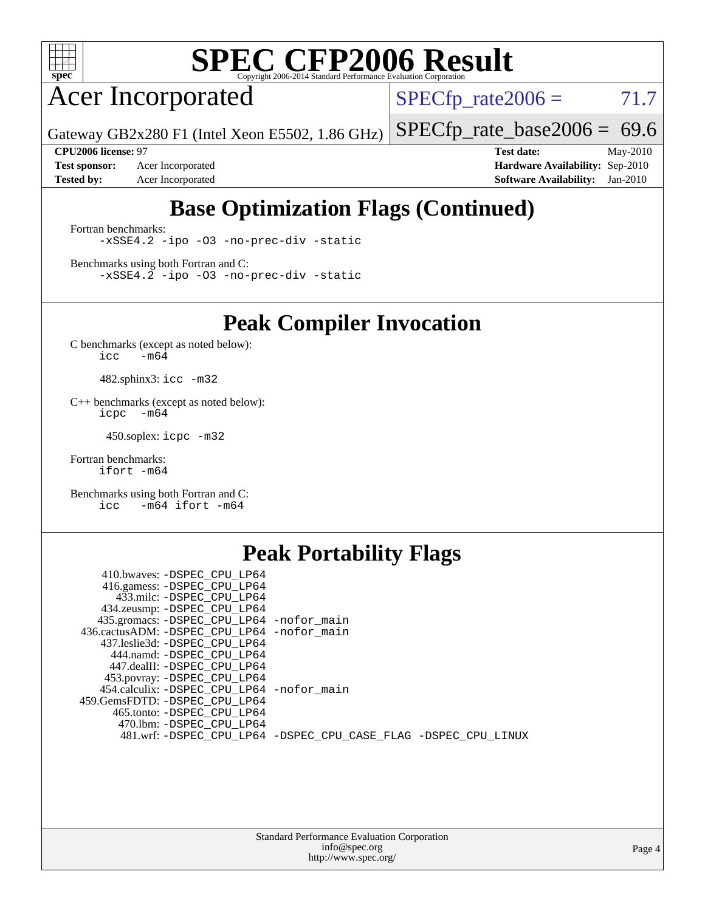# SPEC CFP2006 Result

Copyright 2006-2014 Standard Performance Evaluation Corporation

## Acer Incorporated

Gateway GB2x280 F1 (Intel Xeon E5502, 1.86 GHz)

SPECfp_rate2006 = 71.7

SPECfp_rate_base2006 = 69.6

**CPU2006 license:** 97
**Test sponsor:** Acer Incorporated
**Tested by:** Acer Incorporated

**Test date:** May-2010
**Hardware Availability:** Sep-2010
**Software Availability:** Jan-2010

## Base Optimization Flags (Continued)

Fortran benchmarks:

```
-xSSE4.2 -ipo -O3 -no-prec-div -static
```

Benchmarks using both Fortran and C:

```
-xSSE4.2 -ipo -O3 -no-prec-div -static
```

## Peak Compiler Invocation

C benchmarks (except as noted below):

```
icc   -m64
```

482.sphinx3: `icc -m32`

C++ benchmarks (except as noted below):

```
icpc  -m64
```

450.soplex: `icpc -m32`

Fortran benchmarks:

```
ifort -m64
```

Benchmarks using both Fortran and C:

```
icc   -m64 ifort -m64
```

## Peak Portability Flags

410.bwaves: -DSPEC_CPU_LP64
416.gamess: -DSPEC_CPU_LP64
433.milc: -DSPEC_CPU_LP64
434.zeusmp: -DSPEC_CPU_LP64
435.gromacs: -DSPEC_CPU_LP64 -nofor_main
436.cactusADM: -DSPEC_CPU_LP64 -nofor_main
437.leslie3d: -DSPEC_CPU_LP64
444.namd: -DSPEC_CPU_LP64
447.dealII: -DSPEC_CPU_LP64
453.povray: -DSPEC_CPU_LP64
454.calculix: -DSPEC_CPU_LP64 -nofor_main
459.GemsFDTD: -DSPEC_CPU_LP64
465.tonto: -DSPEC_CPU_LP64
470.lbm: -DSPEC_CPU_LP64
481.wrf: -DSPEC_CPU_LP64 -DSPEC_CPU_CASE_FLAG -DSPEC_CPU_LINUX

Standard Performance Evaluation Corporation
info@spec.org
http://www.spec.org/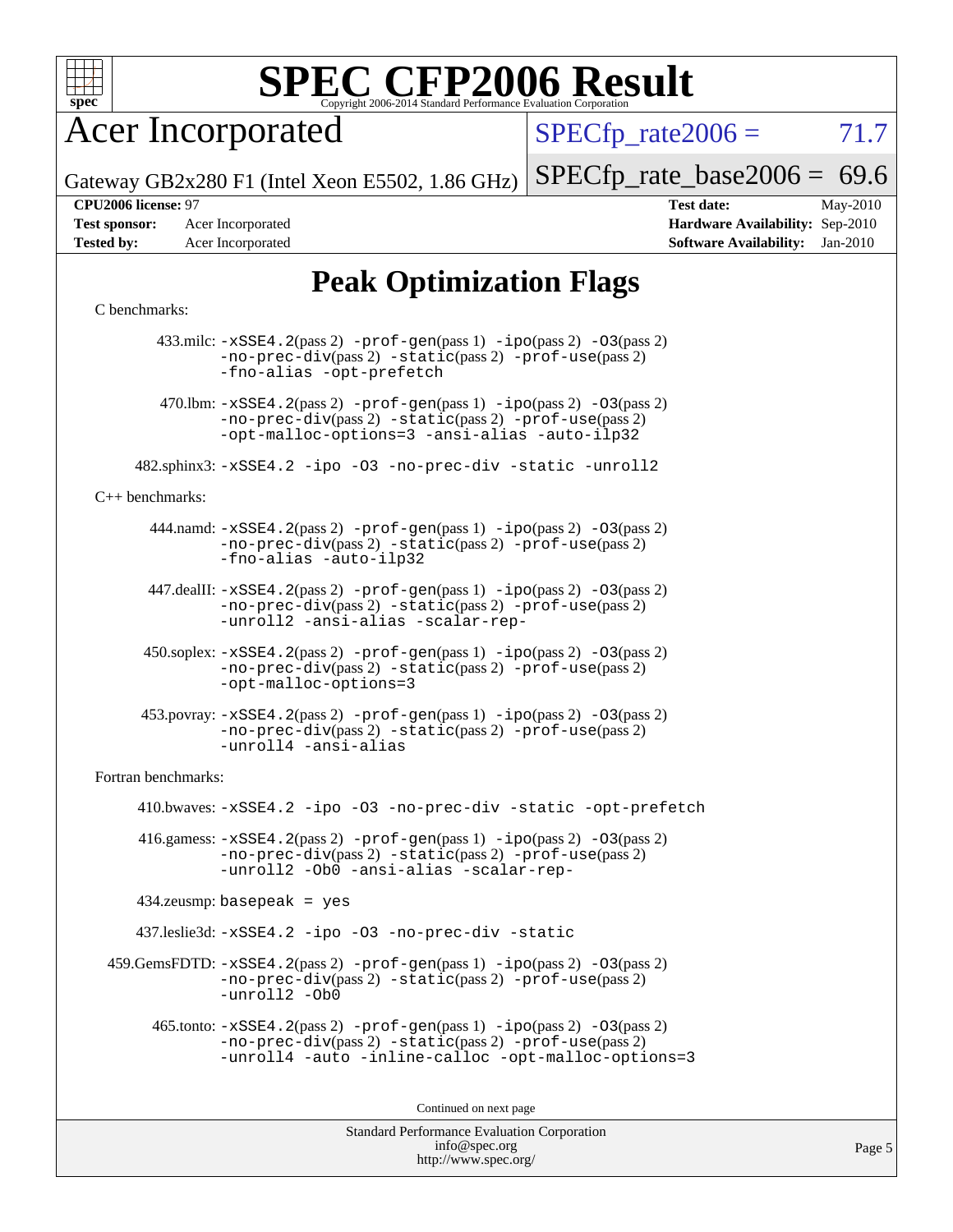# SPEC CFP2006 Result

Copyright 2006-2014 Standard Performance Evaluation Corporation

**Acer Incorporated**

Gateway GB2x280 F1 (Intel Xeon E5502, 1.86 GHz)

SPECfp_rate2006 = 71.7

SPECfp_rate_base2006 = 69.6

| | | | |
|---|---|---|---|
| **CPU2006 license:** 97 | | **Test date:** | May-2010 |
| **Test sponsor:** | Acer Incorporated | **Hardware Availability:** | Sep-2010 |
| **Tested by:** | Acer Incorporated | **Software Availability:** | Jan-2010 |

## Peak Optimization Flags

C benchmarks:

433.milc: -xSSE4.2(pass 2) -prof-gen(pass 1) -ipo(pass 2) -O3(pass 2) -no-prec-div(pass 2) -static(pass 2) -prof-use(pass 2) -fno-alias -opt-prefetch

470.lbm: -xSSE4.2(pass 2) -prof-gen(pass 1) -ipo(pass 2) -O3(pass 2) -no-prec-div(pass 2) -static(pass 2) -prof-use(pass 2) -opt-malloc-options=3 -ansi-alias -auto-ilp32

482.sphinx3: -xSSE4.2 -ipo -O3 -no-prec-div -static -unroll2

C++ benchmarks:

444.namd: -xSSE4.2(pass 2) -prof-gen(pass 1) -ipo(pass 2) -O3(pass 2) -no-prec-div(pass 2) -static(pass 2) -prof-use(pass 2) -fno-alias -auto-ilp32

447.dealII: -xSSE4.2(pass 2) -prof-gen(pass 1) -ipo(pass 2) -O3(pass 2) -no-prec-div(pass 2) -static(pass 2) -prof-use(pass 2) -unroll2 -ansi-alias -scalar-rep-

450.soplex: -xSSE4.2(pass 2) -prof-gen(pass 1) -ipo(pass 2) -O3(pass 2) -no-prec-div(pass 2) -static(pass 2) -prof-use(pass 2) -opt-malloc-options=3

453.povray: -xSSE4.2(pass 2) -prof-gen(pass 1) -ipo(pass 2) -O3(pass 2) -no-prec-div(pass 2) -static(pass 2) -prof-use(pass 2) -unroll4 -ansi-alias

Fortran benchmarks:

410.bwaves: -xSSE4.2 -ipo -O3 -no-prec-div -static -opt-prefetch

416.gamess: -xSSE4.2(pass 2) -prof-gen(pass 1) -ipo(pass 2) -O3(pass 2) -no-prec-div(pass 2) -static(pass 2) -prof-use(pass 2) -unroll2 -Ob0 -ansi-alias -scalar-rep-

434.zeusmp: basepeak = yes

437.leslie3d: -xSSE4.2 -ipo -O3 -no-prec-div -static

459.GemsFDTD: -xSSE4.2(pass 2) -prof-gen(pass 1) -ipo(pass 2) -O3(pass 2) -no-prec-div(pass 2) -static(pass 2) -prof-use(pass 2) -unroll2 -Ob0

465.tonto: -xSSE4.2(pass 2) -prof-gen(pass 1) -ipo(pass 2) -O3(pass 2) -no-prec-div(pass 2) -static(pass 2) -prof-use(pass 2) -unroll4 -auto -inline-calloc -opt-malloc-options=3

Continued on next page

Standard Performance Evaluation Corporation
info@spec.org
http://www.spec.org/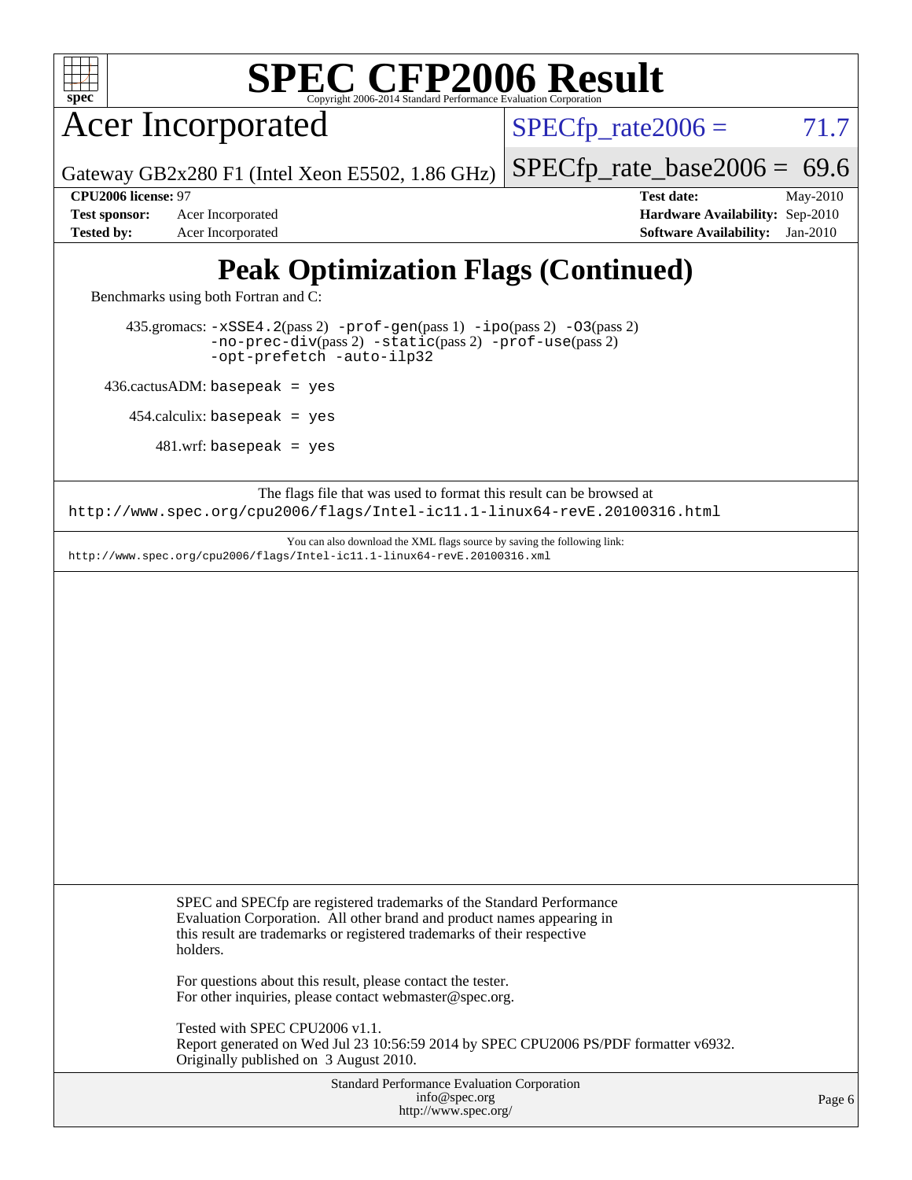# Peak Optimization Flags (Continued)

Benchmarks using both Fortran and C:

435.gromacs: -xSSE4.2(pass 2) -prof-gen(pass 1) -ipo(pass 2) -O3(pass 2) -no-prec-div(pass 2) -static(pass 2) -prof-use(pass 2) -opt-prefetch -auto-ilp32

436.cactusADM: basepeak = yes

454.calculix: basepeak = yes

481.wrf: basepeak = yes

The flags file that was used to format this result can be browsed at
http://www.spec.org/cpu2006/flags/Intel-ic11.1-linux64-revE.20100316.html

You can also download the XML flags source by saving the following link:
http://www.spec.org/cpu2006/flags/Intel-ic11.1-linux64-revE.20100316.xml

SPEC and SPECfp are registered trademarks of the Standard Performance Evaluation Corporation. All other brand and product names appearing in this result are trademarks or registered trademarks of their respective holders.

For questions about this result, please contact the tester.
For other inquiries, please contact webmaster@spec.org.

Tested with SPEC CPU2006 v1.1.
Report generated on Wed Jul 23 10:56:59 2014 by SPEC CPU2006 PS/PDF formatter v6932.
Originally published on 3 August 2010.